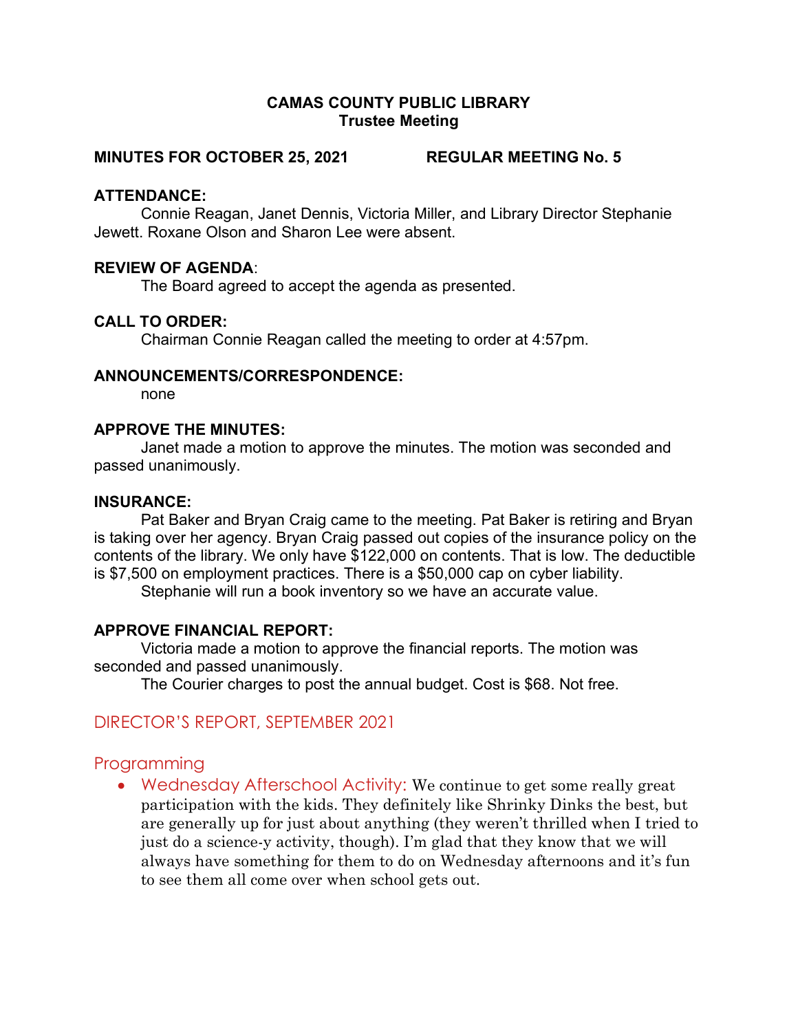**CAMAS COUNTY PUBLIC LIBRARY**
**Trustee Meeting**

**MINUTES FOR OCTOBER 25, 2021 REGULAR MEETING No. 5**

**ATTENDANCE:**

Connie Reagan, Janet Dennis, Victoria Miller, and Library Director Stephanie Jewett. Roxane Olson and Sharon Lee were absent.

**REVIEW OF AGENDA**:

The Board agreed to accept the agenda as presented.

**CALL TO ORDER:**

Chairman Connie Reagan called the meeting to order at 4:57pm.

**ANNOUNCEMENTS/CORRESPONDENCE:**

none

**APPROVE THE MINUTES:**

Janet made a motion to approve the minutes. The motion was seconded and passed unanimously.

**INSURANCE:**

Pat Baker and Bryan Craig came to the meeting. Pat Baker is retiring and Bryan is taking over her agency. Bryan Craig passed out copies of the insurance policy on the contents of the library. We only have $122,000 on contents. That is low. The deductible is $7,500 on employment practices. There is a $50,000 cap on cyber liability.

Stephanie will run a book inventory so we have an accurate value.

**APPROVE FINANCIAL REPORT:**

Victoria made a motion to approve the financial reports. The motion was seconded and passed unanimously.

The Courier charges to post the annual budget. Cost is $68. Not free.

## DIRECTOR'S REPORT, SEPTEMBER 2021

### Programming

- Wednesday Afterschool Activity: We continue to get some really great participation with the kids. They definitely like Shrinky Dinks the best, but are generally up for just about anything (they weren't thrilled when I tried to just do a science-y activity, though). I'm glad that they know that we will always have something for them to do on Wednesday afternoons and it's fun to see them all come over when school gets out.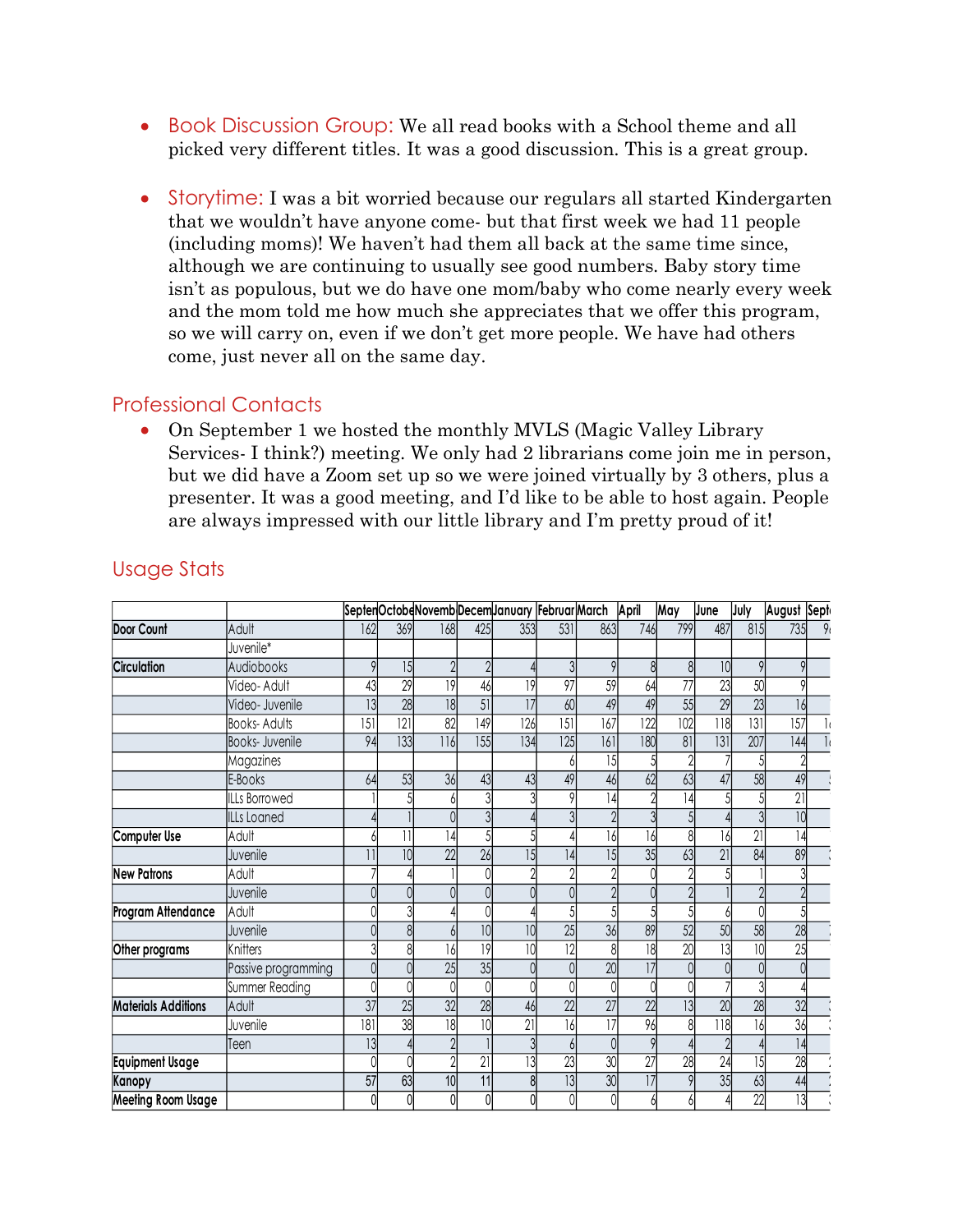- Book Discussion Group: We all read books with a School theme and all picked very different titles. It was a good discussion. This is a great group.

- Storytime: I was a bit worried because our regulars all started Kindergarten that we wouldn't have anyone come- but that first week we had 11 people (including moms)! We haven't had them all back at the same time since, although we are continuing to usually see good numbers. Baby story time isn't as populous, but we do have one mom/baby who come nearly every week and the mom told me how much she appreciates that we offer this program, so we will carry on, even if we don't get more people. We have had others come, just never all on the same day.

## Professional Contacts

- On September 1 we hosted the monthly MVLS (Magic Valley Library Services- I think?) meeting. We only had 2 librarians come join me in person, but we did have a Zoom set up so we were joined virtually by 3 others, plus a presenter. It was a good meeting, and I'd like to be able to host again. People are always impressed with our little library and I'm pretty proud of it!

## Usage Stats

| | | Septen | Octobe | Novemb | Decem | January | Februar | March | April | May | June | July | August | Sept |
|---|---|---|---|---|---|---|---|---|---|---|---|---|---|---|
| **Door Count** | Adult | 162 | 369 | 168 | 425 | 353 | 531 | 863 | 746 | 799 | 487 | 815 | 735 | 9 |
| | Juvenile* | | | | | | | | | | | | | |
| **Circulation** | Audiobooks | 9 | 15 | 2 | 2 | 4 | 3 | 9 | 8 | 8 | 10 | 9 | 9 | |
| | Video- Adult | 43 | 29 | 19 | 46 | 19 | 97 | 59 | 64 | 77 | 23 | 50 | 9 | |
| | Video- Juvenile | 13 | 28 | 18 | 51 | 17 | 60 | 49 | 49 | 55 | 29 | 23 | 16 | |
| | Books- Adults | 151 | 121 | 82 | 149 | 126 | 151 | 167 | 122 | 102 | 118 | 131 | 157 | 1 |
| | Books- Juvenile | 94 | 133 | 116 | 155 | 134 | 125 | 161 | 180 | 81 | 131 | 207 | 144 | 1 |
| | Magazines | | | | | | 6 | 15 | 5 | 2 | 7 | 5 | 2 | |
| | E-Books | 64 | 53 | 36 | 43 | 43 | 49 | 46 | 62 | 63 | 47 | 58 | 49 | 5 |
| | ILLs Borrowed | 1 | 5 | 6 | 3 | 3 | 9 | 14 | 2 | 14 | 5 | 5 | 21 | |
| | ILLs Loaned | 4 | 1 | 0 | 3 | 4 | 3 | 2 | 3 | 5 | 4 | 3 | 10 | |
| **Computer Use** | Adult | 6 | 11 | 14 | 5 | 5 | 4 | 16 | 16 | 8 | 16 | 21 | 14 | |
| | Juvenile | 11 | 10 | 22 | 26 | 15 | 14 | 15 | 35 | 63 | 21 | 84 | 89 | 3 |
| **New Patrons** | Adult | 7 | 4 | 1 | 0 | 2 | 2 | 2 | 0 | 2 | 5 | 1 | 3 | |
| | Juvenile | 0 | 0 | 0 | 0 | 0 | 0 | 2 | 0 | 2 | 1 | 2 | 2 | |
| **Program Attendance** | Adult | 0 | 3 | 4 | 0 | 4 | 5 | 5 | 5 | 5 | 6 | 0 | 5 | |
| | Juvenile | 0 | 8 | 6 | 10 | 10 | 25 | 36 | 89 | 52 | 50 | 58 | 28 | |
| **Other programs** | Knitters | 3 | 8 | 16 | 19 | 10 | 12 | 8 | 18 | 20 | 13 | 10 | 25 | |
| | Passive programming | 0 | 0 | 25 | 35 | 0 | 0 | 20 | 17 | 0 | 0 | 0 | 0 | |
| | Summer Reading | 0 | 0 | 0 | 0 | 0 | 0 | 0 | 0 | 0 | 7 | 3 | 4 | |
| **Materials Additions** | Adult | 37 | 25 | 32 | 28 | 46 | 22 | 27 | 22 | 13 | 20 | 28 | 32 | 3 |
| | Juvenile | 181 | 38 | 18 | 10 | 21 | 16 | 17 | 96 | 8 | 118 | 16 | 36 | 3 |
| | Teen | 13 | 4 | 2 | 1 | 3 | 6 | 0 | 9 | 4 | 2 | 4 | 14 | |
| **Equipment Usage** | | 0 | 0 | 2 | 21 | 13 | 23 | 30 | 27 | 28 | 24 | 15 | 28 | 2 |
| **Kanopy** | | 57 | 63 | 10 | 11 | 8 | 13 | 30 | 17 | 9 | 35 | 63 | 44 | 2 |
| **Meeting Room Usage** | | 0 | 0 | 0 | 0 | 0 | 0 | 0 | 6 | 6 | 4 | 22 | 13 | 3 |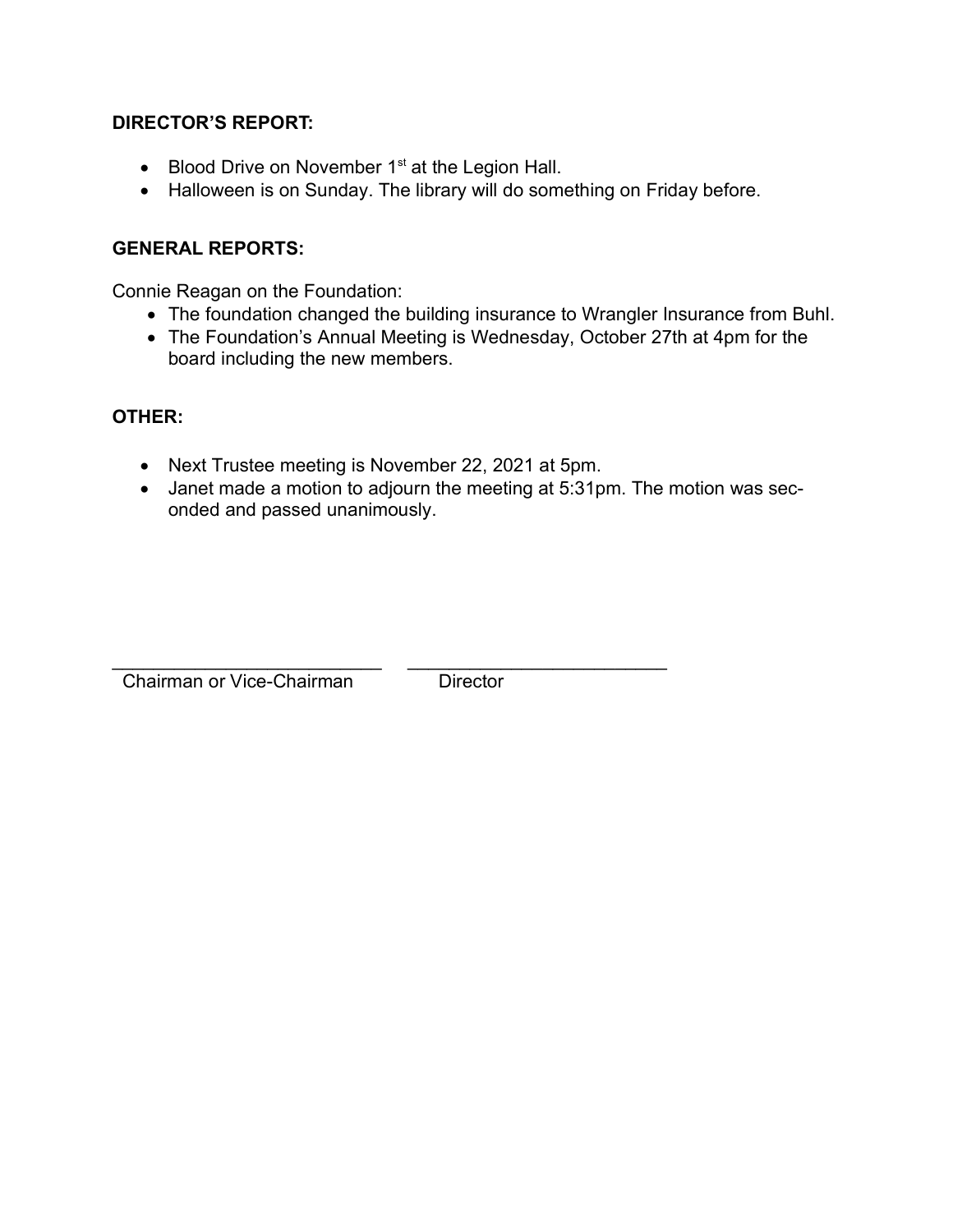**DIRECTOR'S REPORT:**

- Blood Drive on November 1st at the Legion Hall.
- Halloween is on Sunday. The library will do something on Friday before.

**GENERAL REPORTS:**

Connie Reagan on the Foundation:

- The foundation changed the building insurance to Wrangler Insurance from Buhl.
- The Foundation's Annual Meeting is Wednesday, October 27th at 4pm for the board including the new members.

**OTHER:**

- Next Trustee meeting is November 22, 2021 at 5pm.
- Janet made a motion to adjourn the meeting at 5:31pm. The motion was seconded and passed unanimously.

\_\_\_\_\_\_\_\_\_\_\_\_\_\_\_\_\_\_\_\_\_\_\_\_\_\_ \_\_\_\_\_\_\_\_\_\_\_\_\_\_\_\_\_\_\_\_\_\_\_\_\_\_

Chairman or Vice-Chairman Director